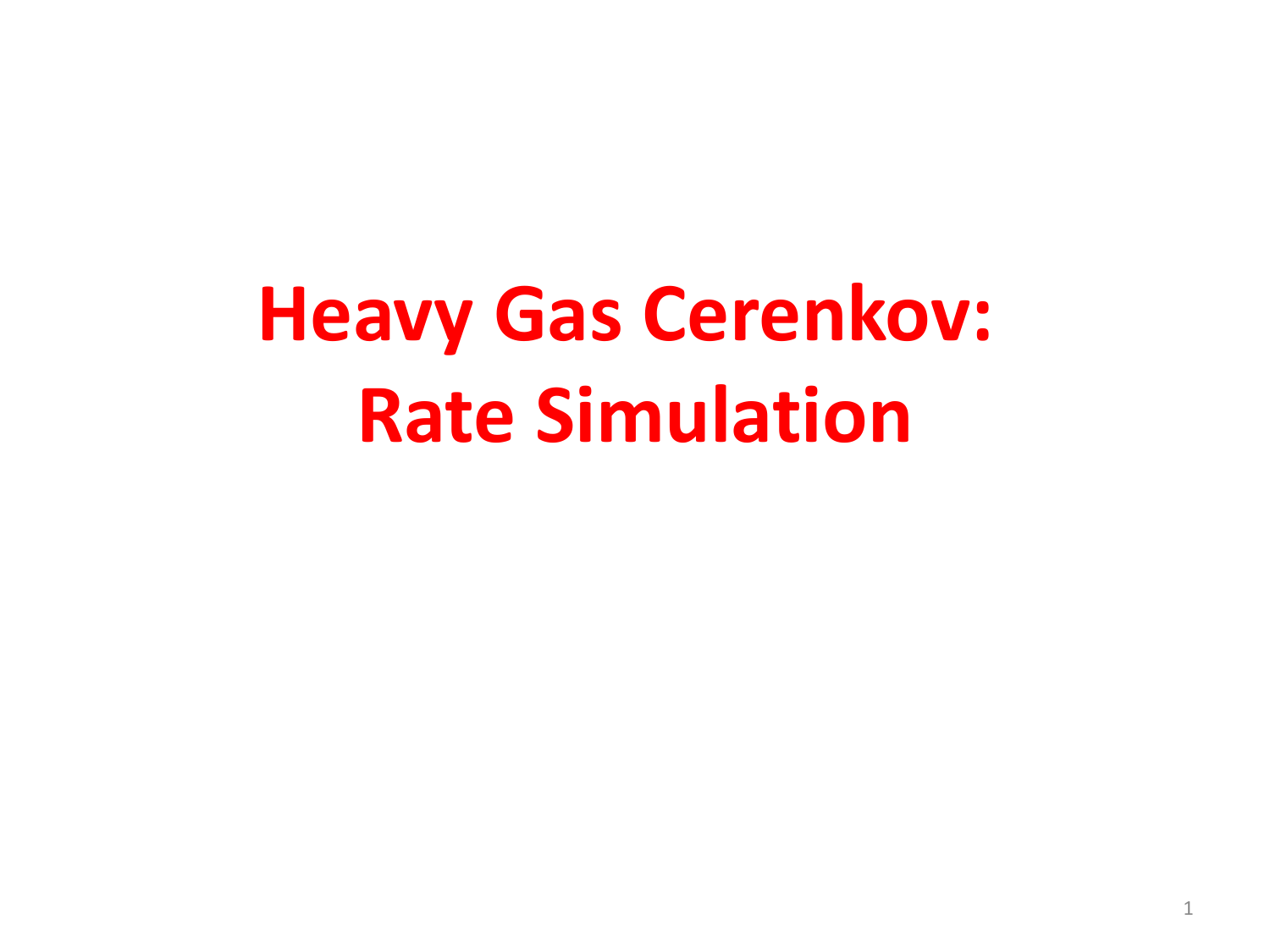# Heavy Gas Cerenkov: Rate Simulation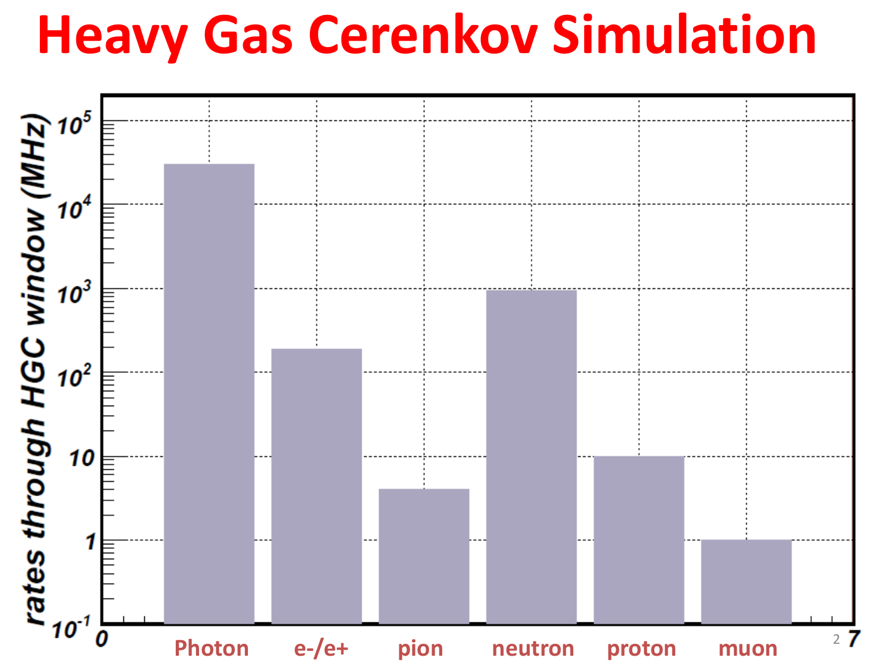# Heavy Gas Cerenkov Simulation

rates through HGC window (MHz)

| Photon | e-/e+ | pion | neutron | proton | muon |
|---|---|---|---|---|---|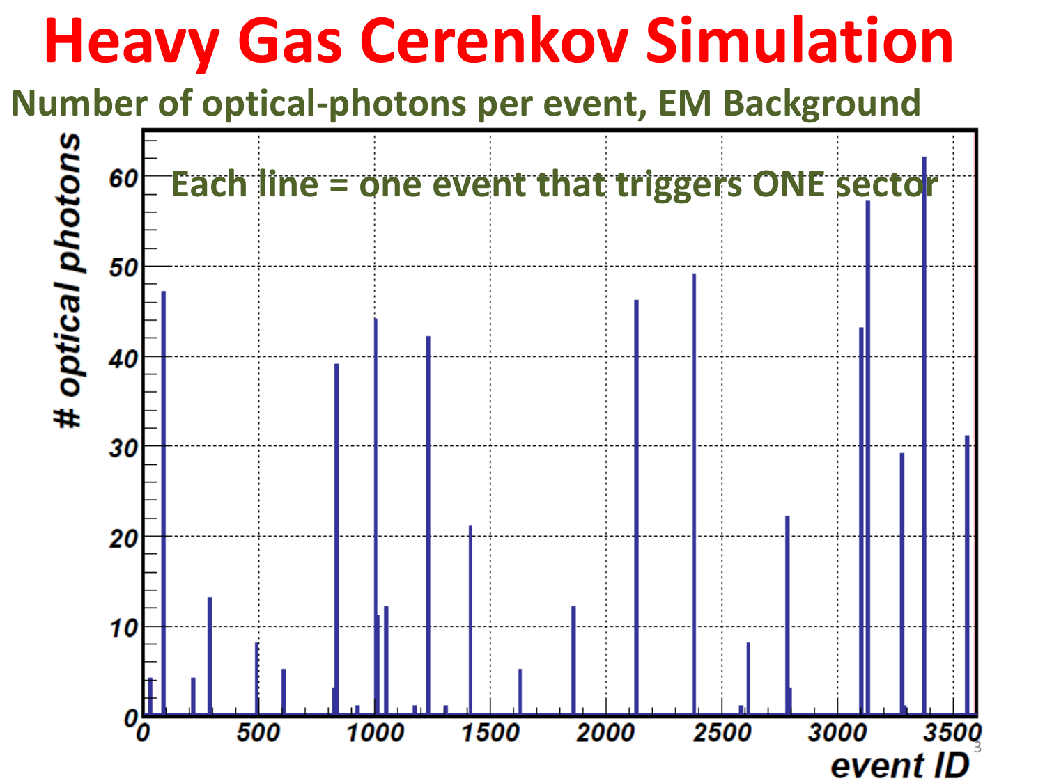# Heavy Gas Cerenkov Simulation

## Number of optical-photons per event, EM Background

Each line = one event that triggers ONE sector

# optical photons

event ID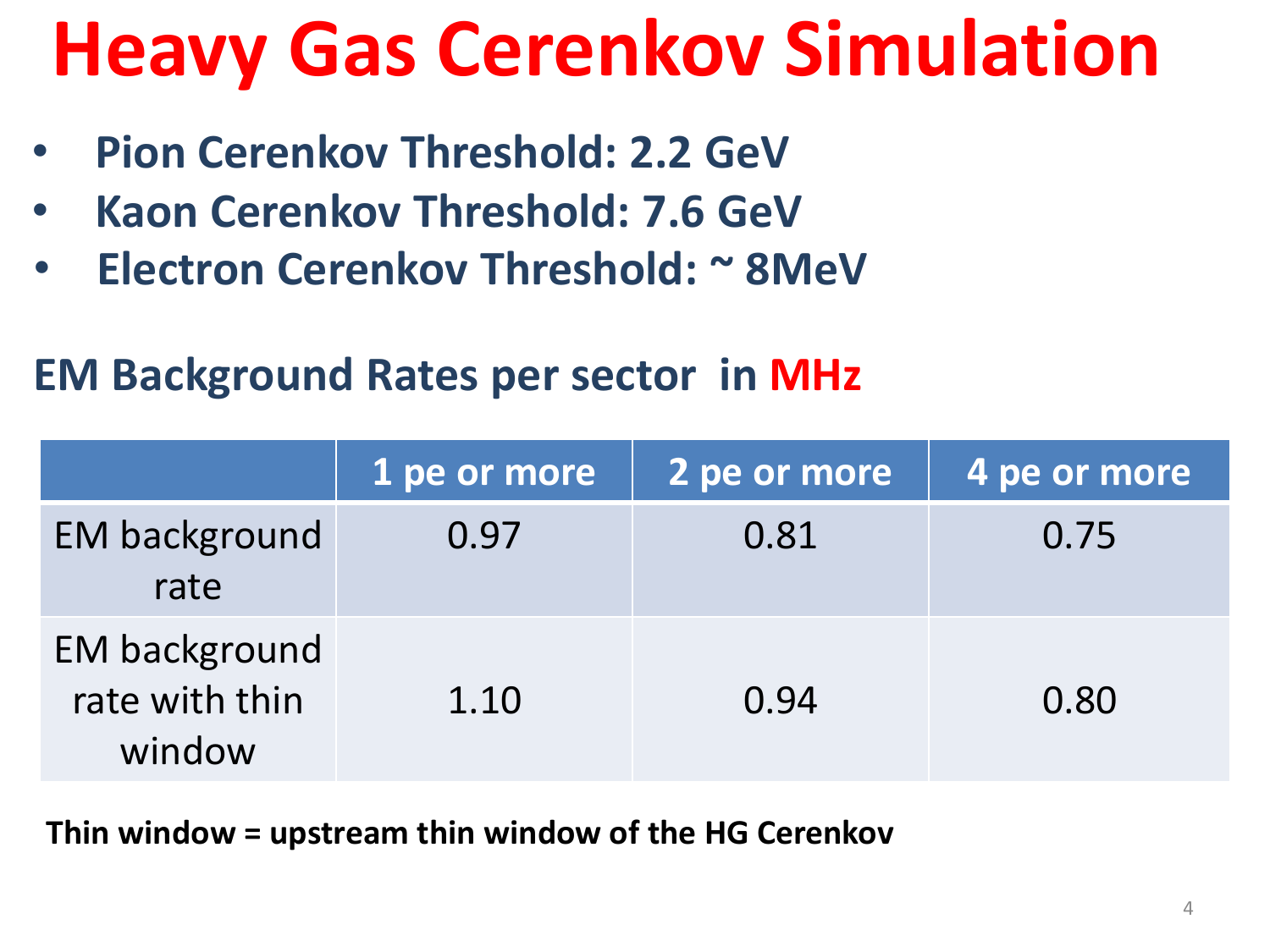# Heavy Gas Cerenkov Simulation

- **Pion Cerenkov Threshold: 2.2 GeV**
- **Kaon Cerenkov Threshold: 7.6 GeV**
- **Electron Cerenkov Threshold: ~ 8MeV**

## EM Background Rates per sector in MHz

| | 1 pe or more | 2 pe or more | 4 pe or more |
|---|---|---|---|
| EM background rate | 0.97 | 0.81 | 0.75 |
| EM background rate with thin window | 1.10 | 0.94 | 0.80 |

**Thin window = upstream thin window of the HG Cerenkov**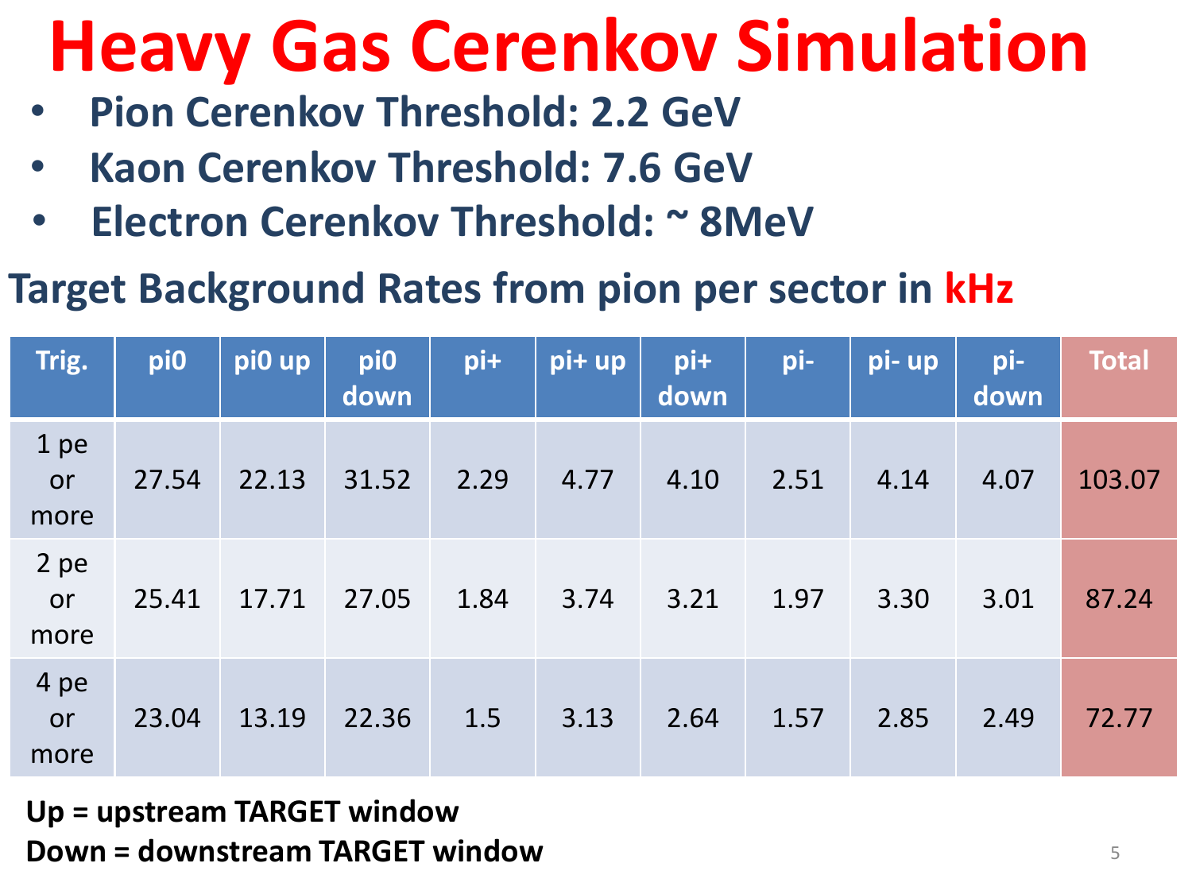# Heavy Gas Cerenkov Simulation

- **Pion Cerenkov Threshold: 2.2 GeV**
- **Kaon Cerenkov Threshold: 7.6 GeV**
- **Electron Cerenkov Threshold: ~ 8MeV**

## Target Background Rates from pion per sector in kHz

| Trig. | pi0 | pi0 up | pi0 down | pi+ | pi+ up | pi+ down | pi- | pi- up | pi- down | Total |
|---|---|---|---|---|---|---|---|---|---|---|
| 1 pe or more | 27.54 | 22.13 | 31.52 | 2.29 | 4.77 | 4.10 | 2.51 | 4.14 | 4.07 | 103.07 |
| 2 pe or more | 25.41 | 17.71 | 27.05 | 1.84 | 3.74 | 3.21 | 1.97 | 3.30 | 3.01 | 87.24 |
| 4 pe or more | 23.04 | 13.19 | 22.36 | 1.5 | 3.13 | 2.64 | 1.57 | 2.85 | 2.49 | 72.77 |

**Up = upstream TARGET window**
**Down = downstream TARGET window**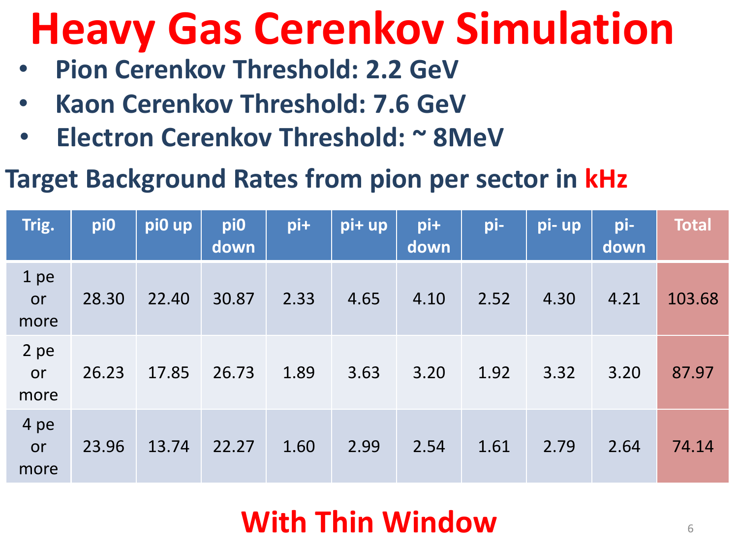# Heavy Gas Cerenkov Simulation

- **Pion Cerenkov Threshold: 2.2 GeV**
- **Kaon Cerenkov Threshold: 7.6 GeV**
- **Electron Cerenkov Threshold: ~ 8MeV**

## Target Background Rates from pion per sector in kHz

| Trig. | pi0 | pi0 up | pi0 down | pi+ | pi+ up | pi+ down | pi- | pi- up | pi- down | Total |
|---|---|---|---|---|---|---|---|---|---|---|
| 1 pe or more | 28.30 | 22.40 | 30.87 | 2.33 | 4.65 | 4.10 | 2.52 | 4.30 | 4.21 | 103.68 |
| 2 pe or more | 26.23 | 17.85 | 26.73 | 1.89 | 3.63 | 3.20 | 1.92 | 3.32 | 3.20 | 87.97 |
| 4 pe or more | 23.96 | 13.74 | 22.27 | 1.60 | 2.99 | 2.54 | 1.61 | 2.79 | 2.64 | 74.14 |

**With Thin Window**